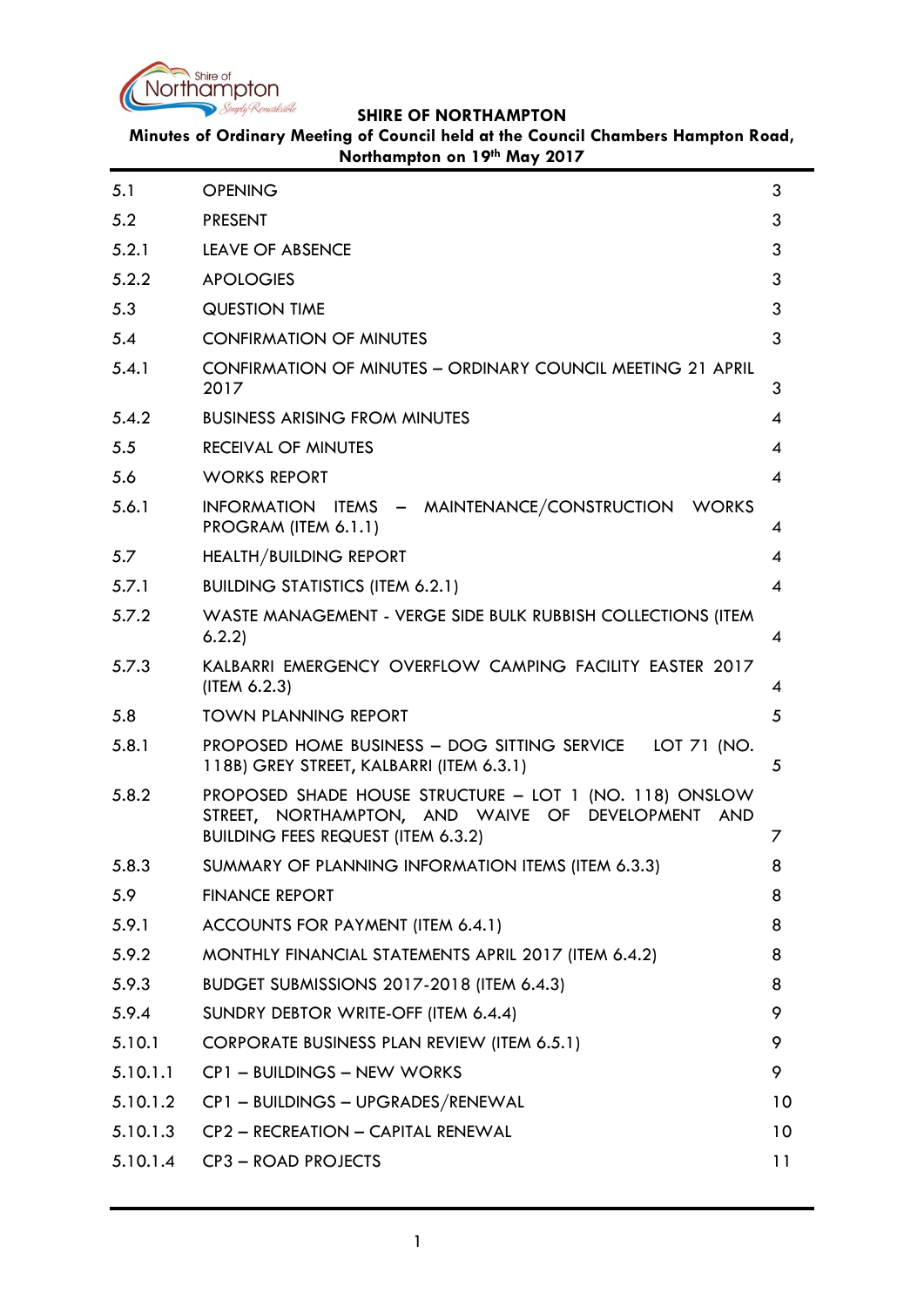**SHIRE OF NORTHAMPTON**

**Minutes of Ordinary Meeting of Council held at the Council Chambers Hampton Road, Northampton on 19th May 2017**

| | | |
|---|---|---|
| 5.1 | OPENING | 3 |
| 5.2 | PRESENT | 3 |
| 5.2.1 | LEAVE OF ABSENCE | 3 |
| 5.2.2 | APOLOGIES | 3 |
| 5.3 | QUESTION TIME | 3 |
| 5.4 | CONFIRMATION OF MINUTES | 3 |
| 5.4.1 | CONFIRMATION OF MINUTES – ORDINARY COUNCIL MEETING 21 APRIL 2017 | 3 |
| 5.4.2 | BUSINESS ARISING FROM MINUTES | 4 |
| 5.5 | RECEIVAL OF MINUTES | 4 |
| 5.6 | WORKS REPORT | 4 |
| 5.6.1 | INFORMATION ITEMS – MAINTENANCE/CONSTRUCTION WORKS PROGRAM (ITEM 6.1.1) | 4 |
| 5.7 | HEALTH/BUILDING REPORT | 4 |
| 5.7.1 | BUILDING STATISTICS (ITEM 6.2.1) | 4 |
| 5.7.2 | WASTE MANAGEMENT - VERGE SIDE BULK RUBBISH COLLECTIONS (ITEM 6.2.2) | 4 |
| 5.7.3 | KALBARRI EMERGENCY OVERFLOW CAMPING FACILITY EASTER 2017 (ITEM 6.2.3) | 4 |
| 5.8 | TOWN PLANNING REPORT | 5 |
| 5.8.1 | PROPOSED HOME BUSINESS – DOG SITTING SERVICE LOT 71 (NO. 118B) GREY STREET, KALBARRI (ITEM 6.3.1) | 5 |
| 5.8.2 | PROPOSED SHADE HOUSE STRUCTURE – LOT 1 (NO. 118) ONSLOW STREET, NORTHAMPTON, AND WAIVE OF DEVELOPMENT AND BUILDING FEES REQUEST (ITEM 6.3.2) | 7 |
| 5.8.3 | SUMMARY OF PLANNING INFORMATION ITEMS (ITEM 6.3.3) | 8 |
| 5.9 | FINANCE REPORT | 8 |
| 5.9.1 | ACCOUNTS FOR PAYMENT (ITEM 6.4.1) | 8 |
| 5.9.2 | MONTHLY FINANCIAL STATEMENTS APRIL 2017 (ITEM 6.4.2) | 8 |
| 5.9.3 | BUDGET SUBMISSIONS 2017-2018 (ITEM 6.4.3) | 8 |
| 5.9.4 | SUNDRY DEBTOR WRITE-OFF (ITEM 6.4.4) | 9 |
| 5.10.1 | CORPORATE BUSINESS PLAN REVIEW (ITEM 6.5.1) | 9 |
| 5.10.1.1 | CP1 – BUILDINGS – NEW WORKS | 9 |
| 5.10.1.2 | CP1 – BUILDINGS – UPGRADES/RENEWAL | 10 |
| 5.10.1.3 | CP2 – RECREATION – CAPITAL RENEWAL | 10 |
| 5.10.1.4 | CP3 – ROAD PROJECTS | 11 |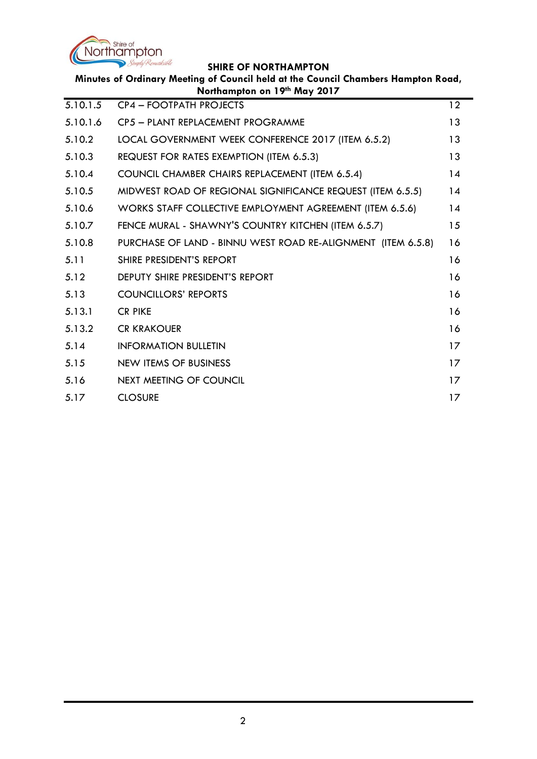| | | |
|---|---|---|
| 5.10.1.5 | CP4 – FOOTPATH PROJECTS | 12 |
| 5.10.1.6 | CP5 – PLANT REPLACEMENT PROGRAMME | 13 |
| 5.10.2 | LOCAL GOVERNMENT WEEK CONFERENCE 2017 (ITEM 6.5.2) | 13 |
| 5.10.3 | REQUEST FOR RATES EXEMPTION (ITEM 6.5.3) | 13 |
| 5.10.4 | COUNCIL CHAMBER CHAIRS REPLACEMENT (ITEM 6.5.4) | 14 |
| 5.10.5 | MIDWEST ROAD OF REGIONAL SIGNIFICANCE REQUEST (ITEM 6.5.5) | 14 |
| 5.10.6 | WORKS STAFF COLLECTIVE EMPLOYMENT AGREEMENT (ITEM 6.5.6) | 14 |
| 5.10.7 | FENCE MURAL - SHAWNY'S COUNTRY KITCHEN (ITEM 6.5.7) | 15 |
| 5.10.8 | PURCHASE OF LAND - BINNU WEST ROAD RE-ALIGNMENT (ITEM 6.5.8) | 16 |
| 5.11 | SHIRE PRESIDENT'S REPORT | 16 |
| 5.12 | DEPUTY SHIRE PRESIDENT'S REPORT | 16 |
| 5.13 | COUNCILLORS' REPORTS | 16 |
| 5.13.1 | CR PIKE | 16 |
| 5.13.2 | CR KRAKOUER | 16 |
| 5.14 | INFORMATION BULLETIN | 17 |
| 5.15 | NEW ITEMS OF BUSINESS | 17 |
| 5.16 | NEXT MEETING OF COUNCIL | 17 |
| 5.17 | CLOSURE | 17 |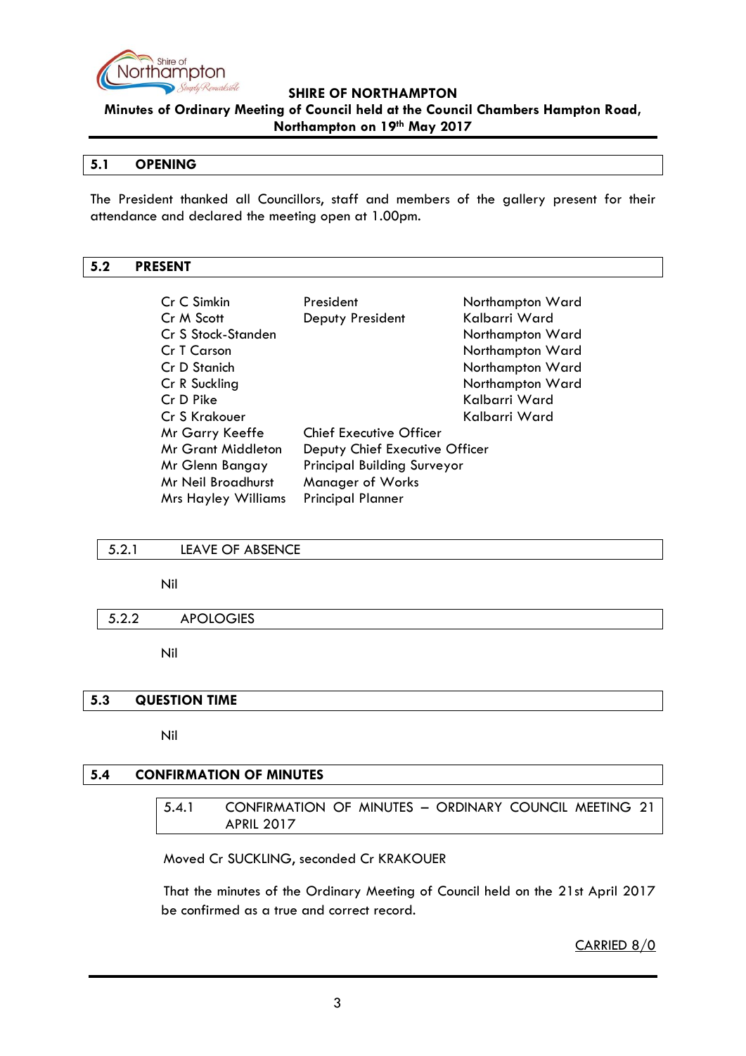# 5.1 OPENING

The President thanked all Councillors, staff and members of the gallery present for their attendance and declared the meeting open at 1.00pm.

# 5.2 PRESENT

| | | |
|---|---|---|
| Cr C Simkin | President | Northampton Ward |
| Cr M Scott | Deputy President | Kalbarri Ward |
| Cr S Stock-Standen | | Northampton Ward |
| Cr T Carson | | Northampton Ward |
| Cr D Stanich | | Northampton Ward |
| Cr R Suckling | | Northampton Ward |
| Cr D Pike | | Kalbarri Ward |
| Cr S Krakouer | | Kalbarri Ward |
| Mr Garry Keeffe | Chief Executive Officer | |
| Mr Grant Middleton | Deputy Chief Executive Officer | |
| Mr Glenn Bangay | Principal Building Surveyor | |
| Mr Neil Broadhurst | Manager of Works | |
| Mrs Hayley Williams | Principal Planner | |

## 5.2.1 LEAVE OF ABSENCE

Nil

## 5.2.2 APOLOGIES

Nil

# 5.3 QUESTION TIME

Nil

# 5.4 CONFIRMATION OF MINUTES

## 5.4.1 CONFIRMATION OF MINUTES – ORDINARY COUNCIL MEETING 21 APRIL 2017

Moved Cr SUCKLING, seconded Cr KRAKOUER

That the minutes of the Ordinary Meeting of Council held on the 21st April 2017 be confirmed as a true and correct record.

CARRIED 8/0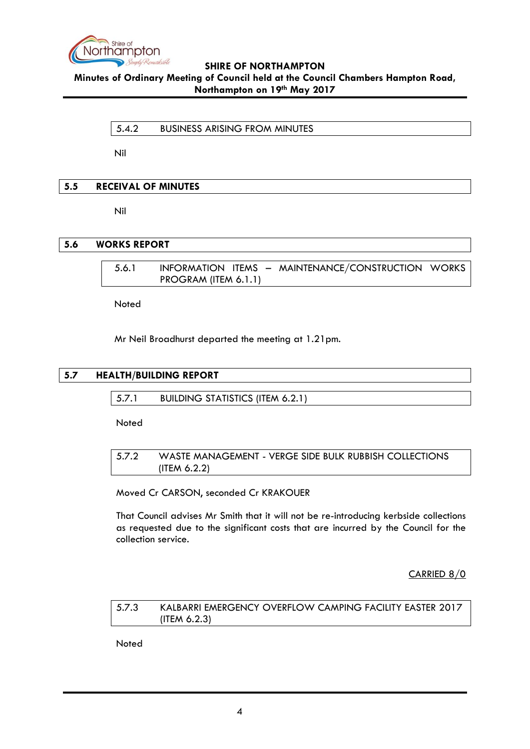### 5.4.2 BUSINESS ARISING FROM MINUTES

Nil

## 5.5 RECEIVAL OF MINUTES

Nil

## 5.6 WORKS REPORT

### 5.6.1 INFORMATION ITEMS – MAINTENANCE/CONSTRUCTION WORKS PROGRAM (ITEM 6.1.1)

Noted

Mr Neil Broadhurst departed the meeting at 1.21pm.

## 5.7 HEALTH/BUILDING REPORT

### 5.7.1 BUILDING STATISTICS (ITEM 6.2.1)

Noted

### 5.7.2 WASTE MANAGEMENT - VERGE SIDE BULK RUBBISH COLLECTIONS (ITEM 6.2.2)

Moved Cr CARSON, seconded Cr KRAKOUER

That Council advises Mr Smith that it will not be re-introducing kerbside collections as requested due to the significant costs that are incurred by the Council for the collection service.

CARRIED 8/0

### 5.7.3 KALBARRI EMERGENCY OVERFLOW CAMPING FACILITY EASTER 2017 (ITEM 6.2.3)

Noted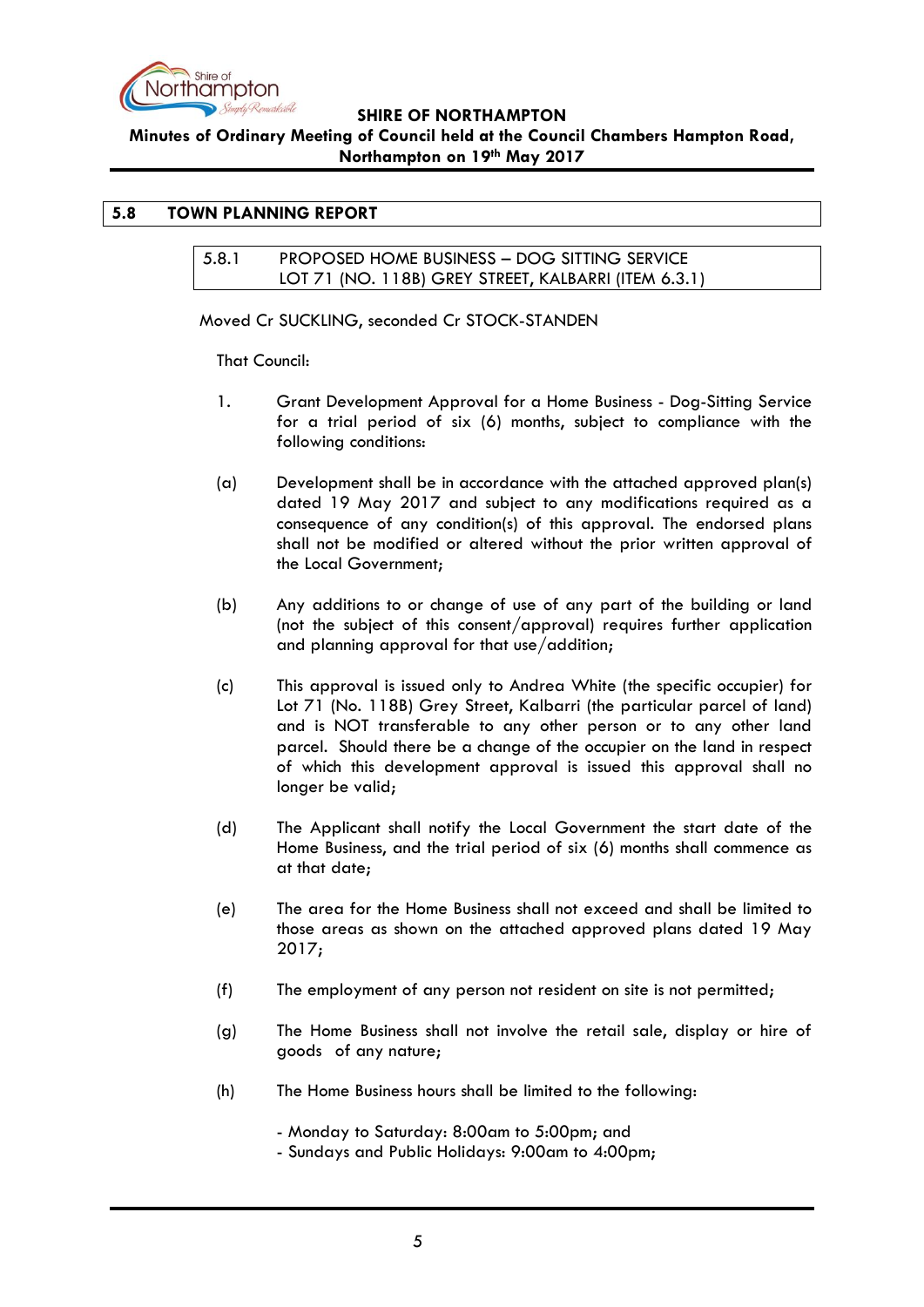## 5.8 TOWN PLANNING REPORT

### 5.8.1 PROPOSED HOME BUSINESS – DOG SITTING SERVICE LOT 71 (NO. 118B) GREY STREET, KALBARRI (ITEM 6.3.1)

Moved Cr SUCKLING, seconded Cr STOCK-STANDEN

That Council:

1. Grant Development Approval for a Home Business - Dog-Sitting Service for a trial period of six (6) months, subject to compliance with the following conditions:

(a) Development shall be in accordance with the attached approved plan(s) dated 19 May 2017 and subject to any modifications required as a consequence of any condition(s) of this approval. The endorsed plans shall not be modified or altered without the prior written approval of the Local Government;

(b) Any additions to or change of use of any part of the building or land (not the subject of this consent/approval) requires further application and planning approval for that use/addition;

(c) This approval is issued only to Andrea White (the specific occupier) for Lot 71 (No. 118B) Grey Street, Kalbarri (the particular parcel of land) and is NOT transferable to any other person or to any other land parcel. Should there be a change of the occupier on the land in respect of which this development approval is issued this approval shall no longer be valid;

(d) The Applicant shall notify the Local Government the start date of the Home Business, and the trial period of six (6) months shall commence as at that date;

(e) The area for the Home Business shall not exceed and shall be limited to those areas as shown on the attached approved plans dated 19 May 2017;

(f) The employment of any person not resident on site is not permitted;

(g) The Home Business shall not involve the retail sale, display or hire of goods of any nature;

(h) The Home Business hours shall be limited to the following:

- Monday to Saturday: 8:00am to 5:00pm; and
- Sundays and Public Holidays: 9:00am to 4:00pm;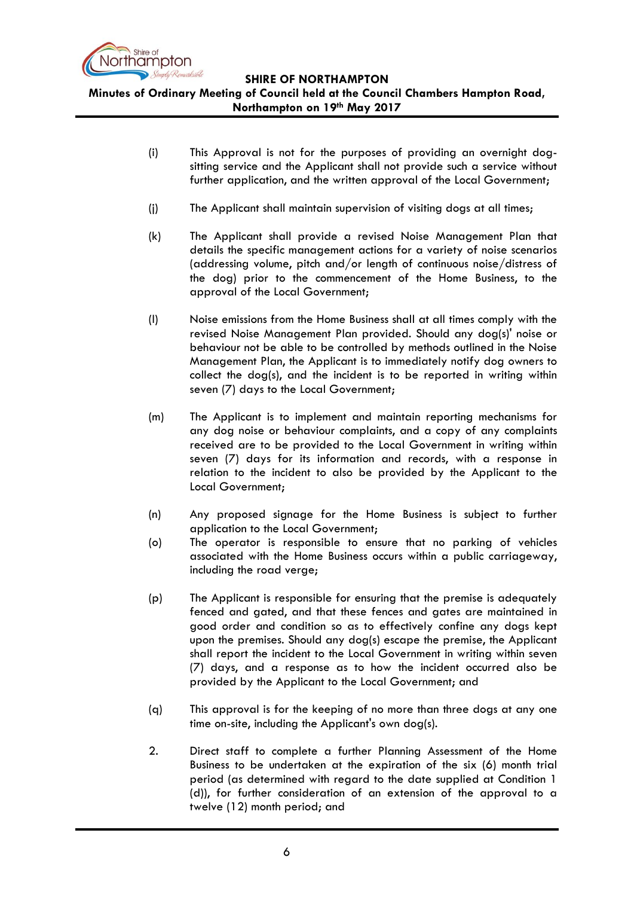(i) This Approval is not for the purposes of providing an overnight dog-sitting service and the Applicant shall not provide such a service without further application, and the written approval of the Local Government;

(j) The Applicant shall maintain supervision of visiting dogs at all times;

(k) The Applicant shall provide a revised Noise Management Plan that details the specific management actions for a variety of noise scenarios (addressing volume, pitch and/or length of continuous noise/distress of the dog) prior to the commencement of the Home Business, to the approval of the Local Government;

(l) Noise emissions from the Home Business shall at all times comply with the revised Noise Management Plan provided. Should any dog(s)' noise or behaviour not be able to be controlled by methods outlined in the Noise Management Plan, the Applicant is to immediately notify dog owners to collect the dog(s), and the incident is to be reported in writing within seven (7) days to the Local Government;

(m) The Applicant is to implement and maintain reporting mechanisms for any dog noise or behaviour complaints, and a copy of any complaints received are to be provided to the Local Government in writing within seven (7) days for its information and records, with a response in relation to the incident to also be provided by the Applicant to the Local Government;

(n) Any proposed signage for the Home Business is subject to further application to the Local Government;

(o) The operator is responsible to ensure that no parking of vehicles associated with the Home Business occurs within a public carriageway, including the road verge;

(p) The Applicant is responsible for ensuring that the premise is adequately fenced and gated, and that these fences and gates are maintained in good order and condition so as to effectively confine any dogs kept upon the premises. Should any dog(s) escape the premise, the Applicant shall report the incident to the Local Government in writing within seven (7) days, and a response as to how the incident occurred also be provided by the Applicant to the Local Government; and

(q) This approval is for the keeping of no more than three dogs at any one time on-site, including the Applicant's own dog(s).

2. Direct staff to complete a further Planning Assessment of the Home Business to be undertaken at the expiration of the six (6) month trial period (as determined with regard to the date supplied at Condition 1 (d)), for further consideration of an extension of the approval to a twelve (12) month period; and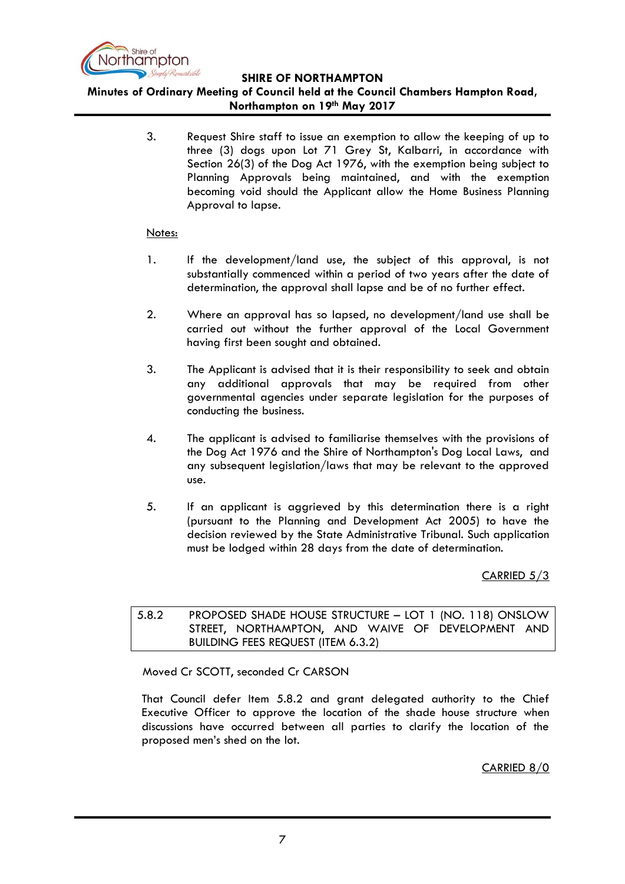3. Request Shire staff to issue an exemption to allow the keeping of up to three (3) dogs upon Lot 71 Grey St, Kalbarri, in accordance with Section 26(3) of the Dog Act 1976, with the exemption being subject to Planning Approvals being maintained, and with the exemption becoming void should the Applicant allow the Home Business Planning Approval to lapse.

Notes:

1. If the development/land use, the subject of this approval, is not substantially commenced within a period of two years after the date of determination, the approval shall lapse and be of no further effect.

2. Where an approval has so lapsed, no development/land use shall be carried out without the further approval of the Local Government having first been sought and obtained.

3. The Applicant is advised that it is their responsibility to seek and obtain any additional approvals that may be required from other governmental agencies under separate legislation for the purposes of conducting the business.

4. The applicant is advised to familiarise themselves with the provisions of the Dog Act 1976 and the Shire of Northampton's Dog Local Laws, and any subsequent legislation/laws that may be relevant to the approved use.

5. If an applicant is aggrieved by this determination there is a right (pursuant to the Planning and Development Act 2005) to have the decision reviewed by the State Administrative Tribunal. Such application must be lodged within 28 days from the date of determination.

CARRIED 5/3

### 5.8.2 PROPOSED SHADE HOUSE STRUCTURE – LOT 1 (NO. 118) ONSLOW STREET, NORTHAMPTON, AND WAIVE OF DEVELOPMENT AND BUILDING FEES REQUEST (ITEM 6.3.2)

Moved Cr SCOTT, seconded Cr CARSON

That Council defer Item 5.8.2 and grant delegated authority to the Chief Executive Officer to approve the location of the shade house structure when discussions have occurred between all parties to clarify the location of the proposed men's shed on the lot.

CARRIED 8/0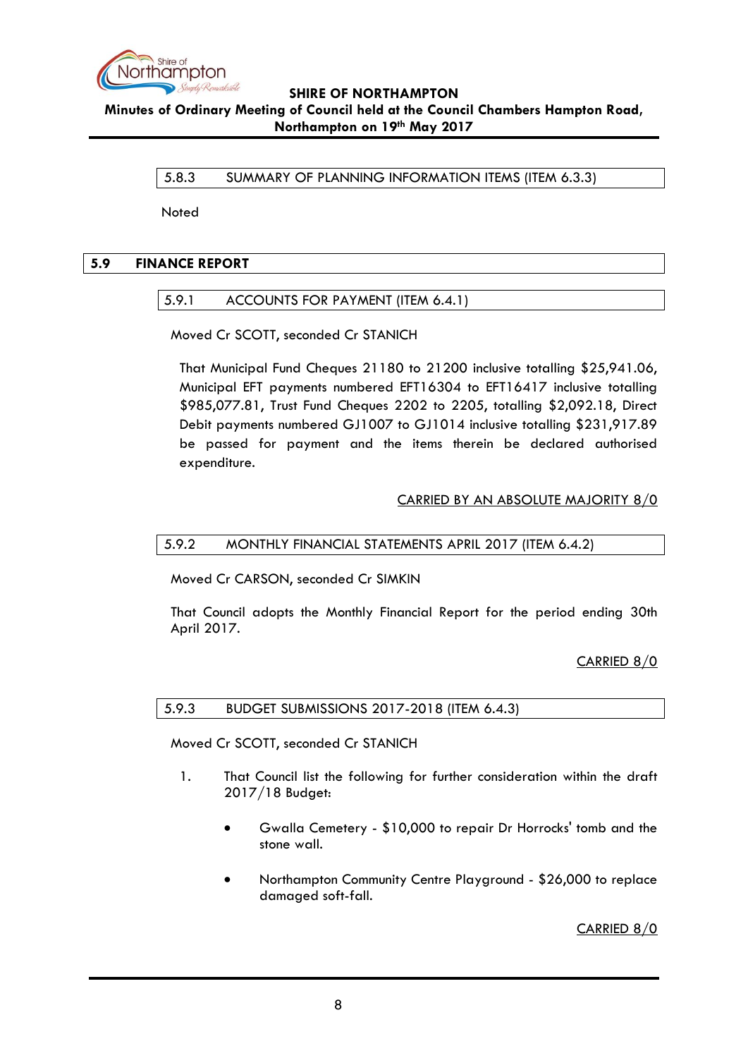### 5.8.3 SUMMARY OF PLANNING INFORMATION ITEMS (ITEM 6.3.3)

Noted

## 5.9 FINANCE REPORT

### 5.9.1 ACCOUNTS FOR PAYMENT (ITEM 6.4.1)

Moved Cr SCOTT, seconded Cr STANICH

That Municipal Fund Cheques 21180 to 21200 inclusive totalling $25,941.06, Municipal EFT payments numbered EFT16304 to EFT16417 inclusive totalling $985,077.81, Trust Fund Cheques 2202 to 2205, totalling $2,092.18, Direct Debit payments numbered GJ1007 to GJ1014 inclusive totalling $231,917.89 be passed for payment and the items therein be declared authorised expenditure.

<u>CARRIED BY AN ABSOLUTE MAJORITY 8/0</u>

### 5.9.2 MONTHLY FINANCIAL STATEMENTS APRIL 2017 (ITEM 6.4.2)

Moved Cr CARSON, seconded Cr SIMKIN

That Council adopts the Monthly Financial Report for the period ending 30th April 2017.

<u>CARRIED 8/0</u>

### 5.9.3 BUDGET SUBMISSIONS 2017-2018 (ITEM 6.4.3)

Moved Cr SCOTT, seconded Cr STANICH

1. That Council list the following for further consideration within the draft 2017/18 Budget:

   - Gwalla Cemetery - $10,000 to repair Dr Horrocks' tomb and the stone wall.

   - Northampton Community Centre Playground - $26,000 to replace damaged soft-fall.

<u>CARRIED 8/0</u>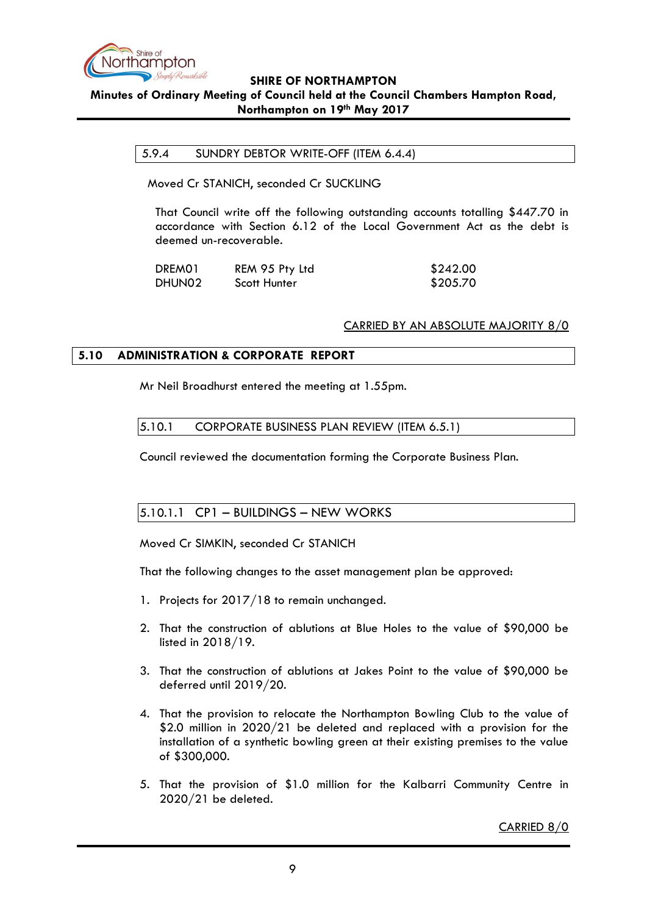### 5.9.4 SUNDRY DEBTOR WRITE-OFF (ITEM 6.4.4)

Moved Cr STANICH, seconded Cr SUCKLING

That Council write off the following outstanding accounts totalling $447.70 in accordance with Section 6.12 of the Local Government Act as the debt is deemed un-recoverable.

| | | |
|---|---|---|
| DREM01 | REM 95 Pty Ltd | $242.00 |
| DHUN02 | Scott Hunter | $205.70 |

CARRIED BY AN ABSOLUTE MAJORITY 8/0

## 5.10 ADMINISTRATION & CORPORATE REPORT

Mr Neil Broadhurst entered the meeting at 1.55pm.

### 5.10.1 CORPORATE BUSINESS PLAN REVIEW (ITEM 6.5.1)

Council reviewed the documentation forming the Corporate Business Plan.

#### 5.10.1.1 CP1 – BUILDINGS – NEW WORKS

Moved Cr SIMKIN, seconded Cr STANICH

That the following changes to the asset management plan be approved:

1. Projects for 2017/18 to remain unchanged.

2. That the construction of ablutions at Blue Holes to the value of $90,000 be listed in 2018/19.

3. That the construction of ablutions at Jakes Point to the value of $90,000 be deferred until 2019/20.

4. That the provision to relocate the Northampton Bowling Club to the value of $2.0 million in 2020/21 be deleted and replaced with a provision for the installation of a synthetic bowling green at their existing premises to the value of $300,000.

5. That the provision of $1.0 million for the Kalbarri Community Centre in 2020/21 be deleted.

CARRIED 8/0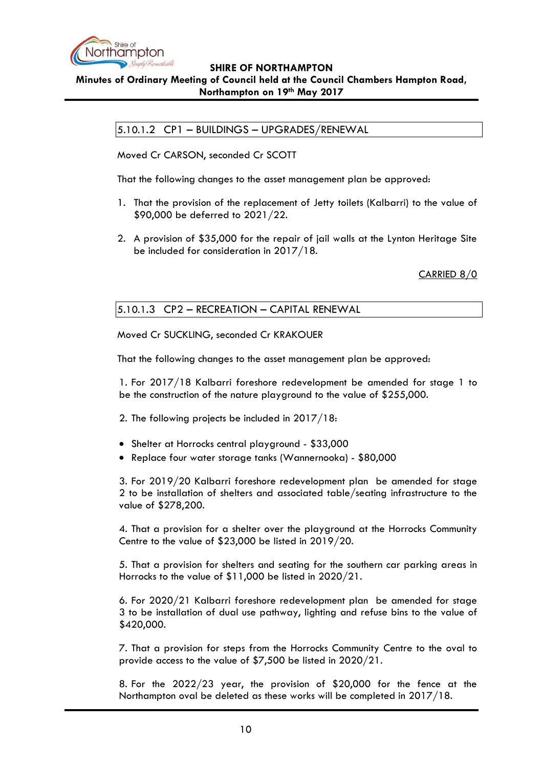## 5.10.1.2 CP1 – BUILDINGS – UPGRADES/RENEWAL

Moved Cr CARSON, seconded Cr SCOTT

That the following changes to the asset management plan be approved:

1. That the provision of the replacement of Jetty toilets (Kalbarri) to the value of $90,000 be deferred to 2021/22.

2. A provision of $35,000 for the repair of jail walls at the Lynton Heritage Site be included for consideration in 2017/18.

CARRIED 8/0

## 5.10.1.3 CP2 – RECREATION – CAPITAL RENEWAL

Moved Cr SUCKLING, seconded Cr KRAKOUER

That the following changes to the asset management plan be approved:

1. For 2017/18 Kalbarri foreshore redevelopment be amended for stage 1 to be the construction of the nature playground to the value of $255,000.

2. The following projects be included in 2017/18:

- Shelter at Horrocks central playground - $33,000
- Replace four water storage tanks (Wannernooka) - $80,000

3. For 2019/20 Kalbarri foreshore redevelopment plan be amended for stage 2 to be installation of shelters and associated table/seating infrastructure to the value of $278,200.

4. That a provision for a shelter over the playground at the Horrocks Community Centre to the value of $23,000 be listed in 2019/20.

5. That a provision for shelters and seating for the southern car parking areas in Horrocks to the value of $11,000 be listed in 2020/21.

6. For 2020/21 Kalbarri foreshore redevelopment plan be amended for stage 3 to be installation of dual use pathway, lighting and refuse bins to the value of $420,000.

7. That a provision for steps from the Horrocks Community Centre to the oval to provide access to the value of $7,500 be listed in 2020/21.

8. For the 2022/23 year, the provision of $20,000 for the fence at the Northampton oval be deleted as these works will be completed in 2017/18.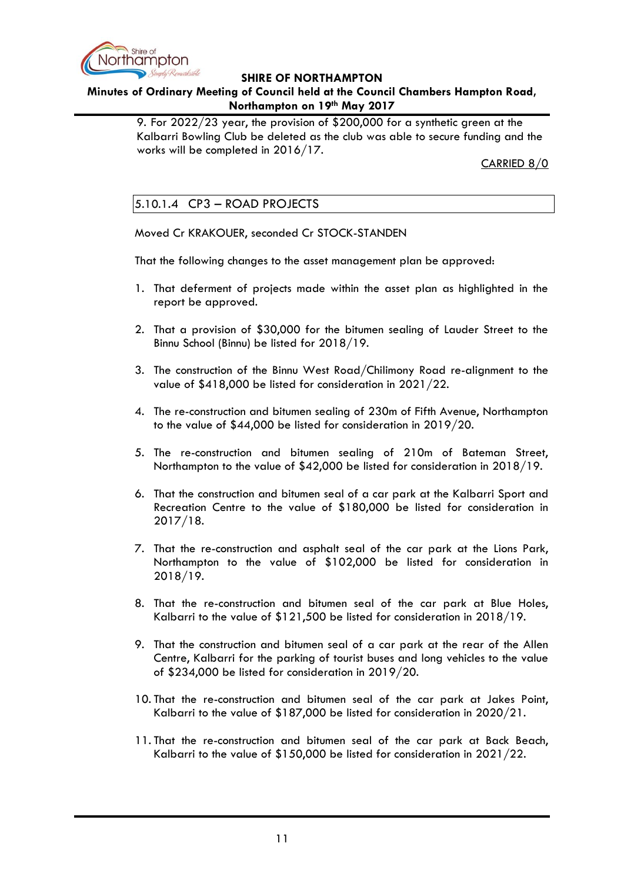9. For 2022/23 year, the provision of $200,000 for a synthetic green at the Kalbarri Bowling Club be deleted as the club was able to secure funding and the works will be completed in 2016/17.

CARRIED 8/0

### 5.10.1.4 CP3 – ROAD PROJECTS

Moved Cr KRAKOUER, seconded Cr STOCK-STANDEN

That the following changes to the asset management plan be approved:

1. That deferment of projects made within the asset plan as highlighted in the report be approved.
2. That a provision of $30,000 for the bitumen sealing of Lauder Street to the Binnu School (Binnu) be listed for 2018/19.
3. The construction of the Binnu West Road/Chilimony Road re-alignment to the value of $418,000 be listed for consideration in 2021/22.
4. The re-construction and bitumen sealing of 230m of Fifth Avenue, Northampton to the value of $44,000 be listed for consideration in 2019/20.
5. The re-construction and bitumen sealing of 210m of Bateman Street, Northampton to the value of $42,000 be listed for consideration in 2018/19.
6. That the construction and bitumen seal of a car park at the Kalbarri Sport and Recreation Centre to the value of $180,000 be listed for consideration in 2017/18.
7. That the re-construction and asphalt seal of the car park at the Lions Park, Northampton to the value of $102,000 be listed for consideration in 2018/19.
8. That the re-construction and bitumen seal of the car park at Blue Holes, Kalbarri to the value of $121,500 be listed for consideration in 2018/19.
9. That the construction and bitumen seal of a car park at the rear of the Allen Centre, Kalbarri for the parking of tourist buses and long vehicles to the value of $234,000 be listed for consideration in 2019/20.
10. That the re-construction and bitumen seal of the car park at Jakes Point, Kalbarri to the value of $187,000 be listed for consideration in 2020/21.
11. That the re-construction and bitumen seal of the car park at Back Beach, Kalbarri to the value of $150,000 be listed for consideration in 2021/22.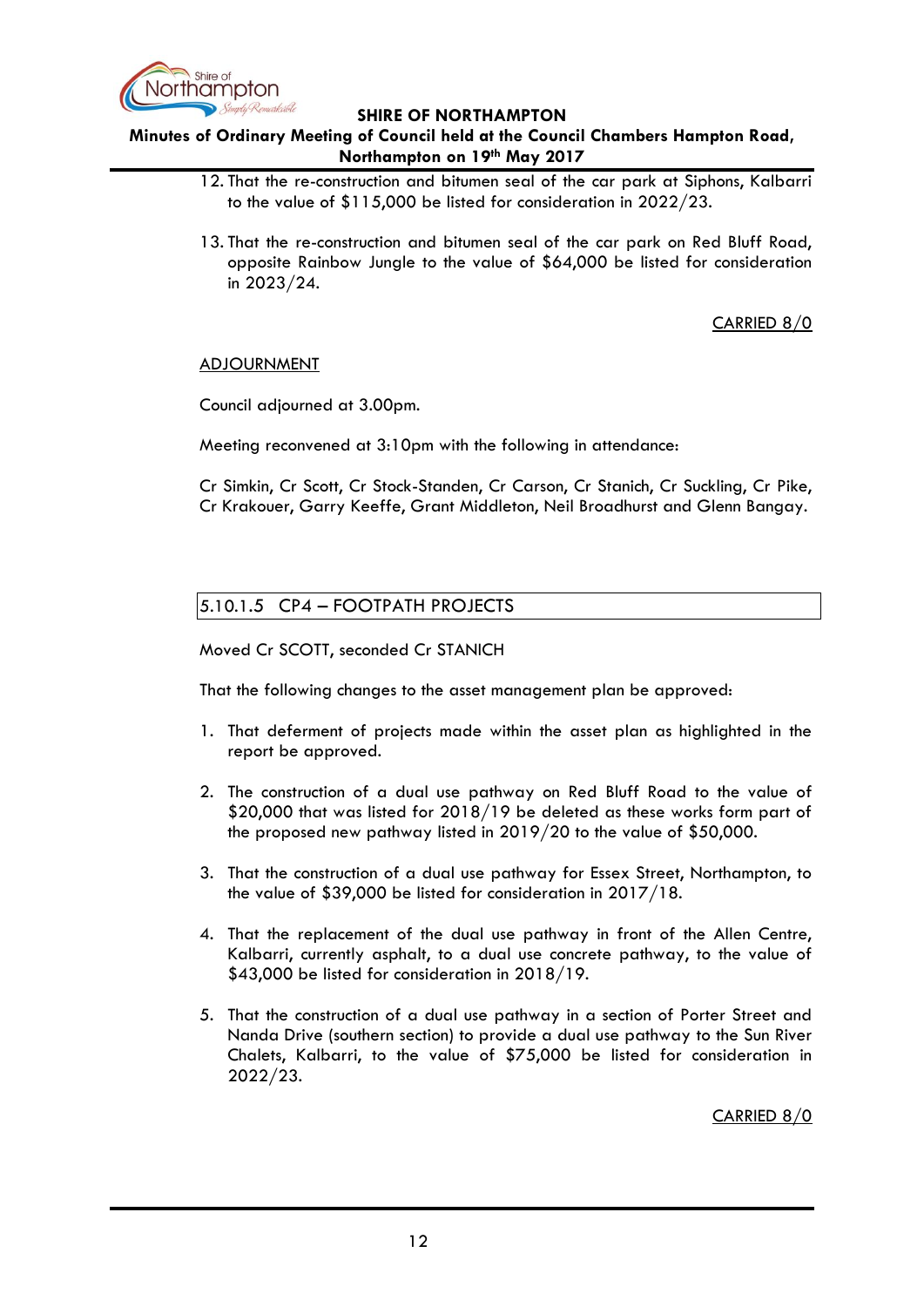12. That the re-construction and bitumen seal of the car park at Siphons, Kalbarri to the value of $115,000 be listed for consideration in 2022/23.

13. That the re-construction and bitumen seal of the car park on Red Bluff Road, opposite Rainbow Jungle to the value of $64,000 be listed for consideration in 2023/24.

CARRIED 8/0

ADJOURNMENT

Council adjourned at 3.00pm.

Meeting reconvened at 3:10pm with the following in attendance:

Cr Simkin, Cr Scott, Cr Stock-Standen, Cr Carson, Cr Stanich, Cr Suckling, Cr Pike, Cr Krakouer, Garry Keeffe, Grant Middleton, Neil Broadhurst and Glenn Bangay.

### 5.10.1.5 CP4 – FOOTPATH PROJECTS

Moved Cr SCOTT, seconded Cr STANICH

That the following changes to the asset management plan be approved:

1. That deferment of projects made within the asset plan as highlighted in the report be approved.

2. The construction of a dual use pathway on Red Bluff Road to the value of $20,000 that was listed for 2018/19 be deleted as these works form part of the proposed new pathway listed in 2019/20 to the value of $50,000.

3. That the construction of a dual use pathway for Essex Street, Northampton, to the value of $39,000 be listed for consideration in 2017/18.

4. That the replacement of the dual use pathway in front of the Allen Centre, Kalbarri, currently asphalt, to a dual use concrete pathway, to the value of $43,000 be listed for consideration in 2018/19.

5. That the construction of a dual use pathway in a section of Porter Street and Nanda Drive (southern section) to provide a dual use pathway to the Sun River Chalets, Kalbarri, to the value of $75,000 be listed for consideration in 2022/23.

CARRIED 8/0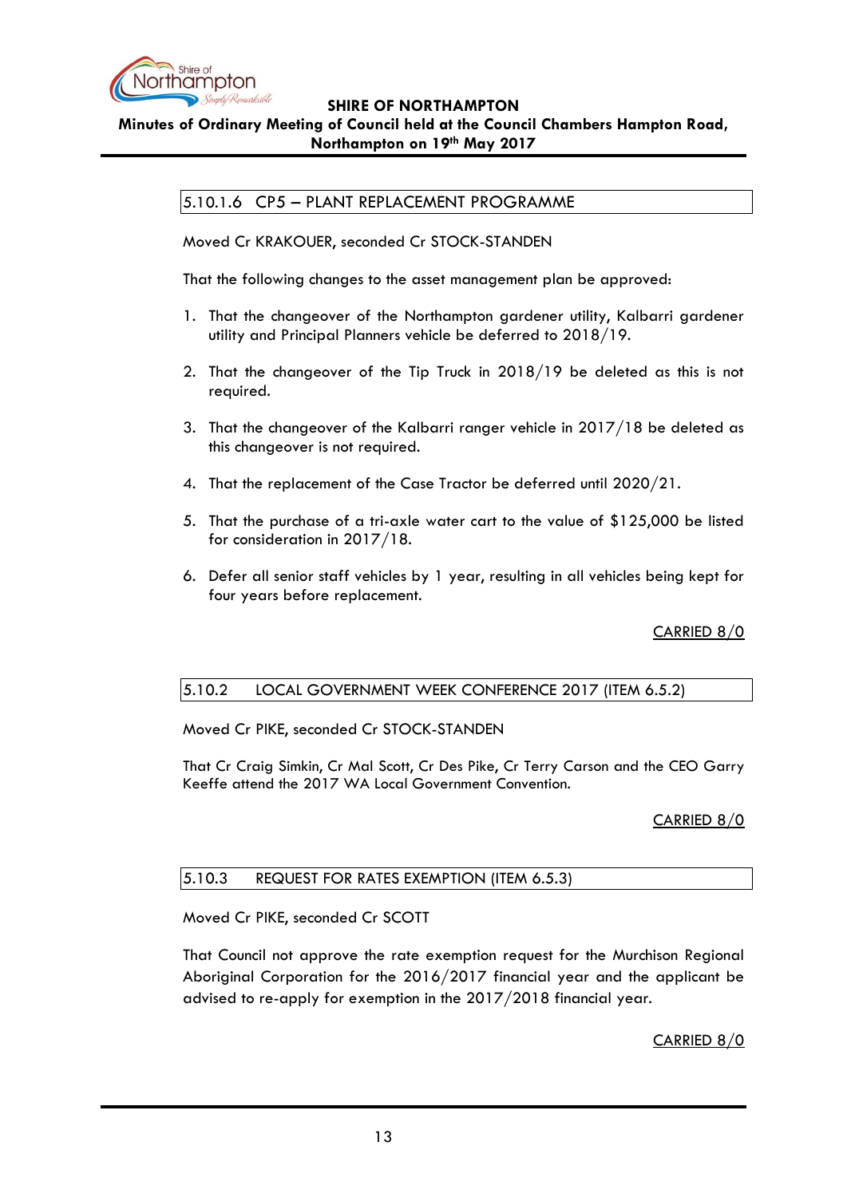### 5.10.1.6 CP5 – PLANT REPLACEMENT PROGRAMME

Moved Cr KRAKOUER, seconded Cr STOCK-STANDEN

That the following changes to the asset management plan be approved:

1. That the changeover of the Northampton gardener utility, Kalbarri gardener utility and Principal Planners vehicle be deferred to 2018/19.
2. That the changeover of the Tip Truck in 2018/19 be deleted as this is not required.
3. That the changeover of the Kalbarri ranger vehicle in 2017/18 be deleted as this changeover is not required.
4. That the replacement of the Case Tractor be deferred until 2020/21.
5. That the purchase of a tri-axle water cart to the value of $125,000 be listed for consideration in 2017/18.
6. Defer all senior staff vehicles by 1 year, resulting in all vehicles being kept for four years before replacement.

CARRIED 8/0

### 5.10.2 LOCAL GOVERNMENT WEEK CONFERENCE 2017 (ITEM 6.5.2)

Moved Cr PIKE, seconded Cr STOCK-STANDEN

That Cr Craig Simkin, Cr Mal Scott, Cr Des Pike, Cr Terry Carson and the CEO Garry Keeffe attend the 2017 WA Local Government Convention.

CARRIED 8/0

### 5.10.3 REQUEST FOR RATES EXEMPTION (ITEM 6.5.3)

Moved Cr PIKE, seconded Cr SCOTT

That Council not approve the rate exemption request for the Murchison Regional Aboriginal Corporation for the 2016/2017 financial year and the applicant be advised to re-apply for exemption in the 2017/2018 financial year.

CARRIED 8/0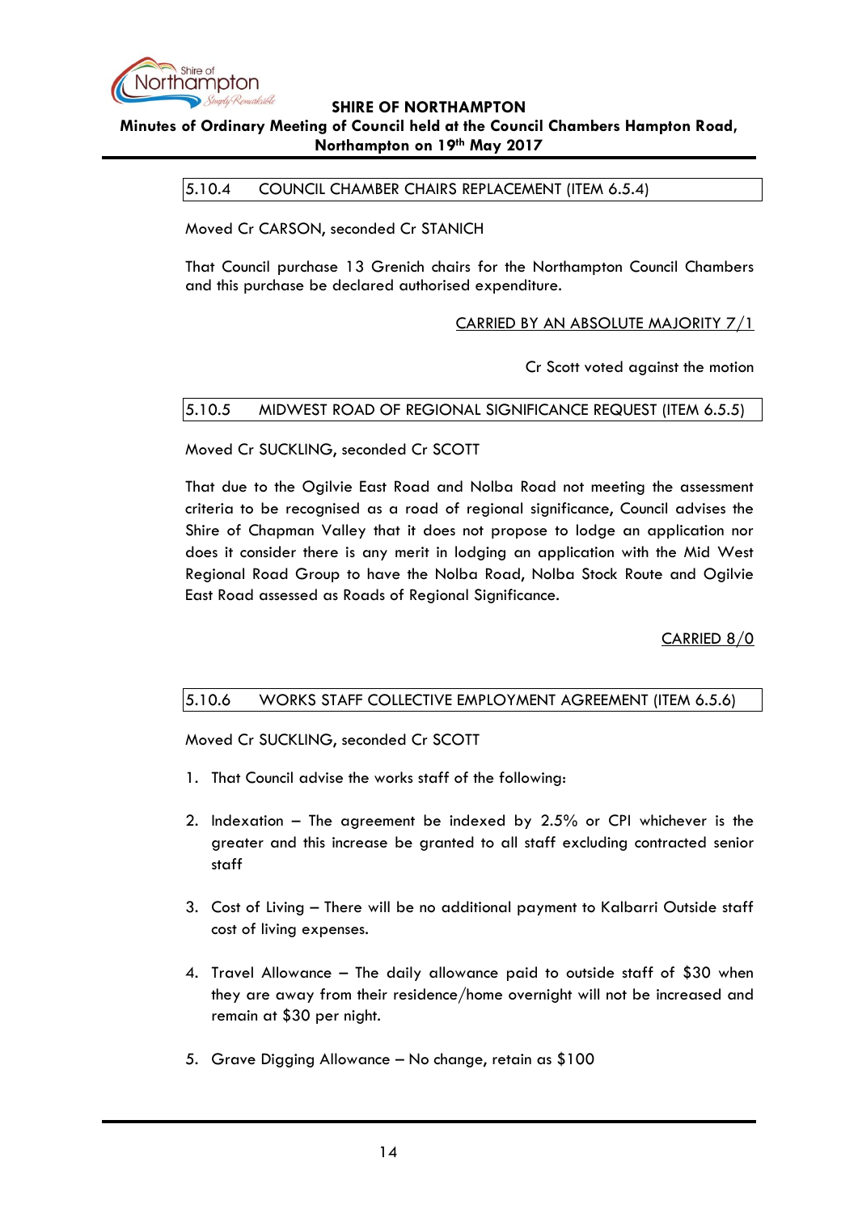### 5.10.4 COUNCIL CHAMBER CHAIRS REPLACEMENT (ITEM 6.5.4)

Moved Cr CARSON, seconded Cr STANICH

That Council purchase 13 Grenich chairs for the Northampton Council Chambers and this purchase be declared authorised expenditure.

<u>CARRIED BY AN ABSOLUTE MAJORITY 7/1</u>

Cr Scott voted against the motion

### 5.10.5 MIDWEST ROAD OF REGIONAL SIGNIFICANCE REQUEST (ITEM 6.5.5)

Moved Cr SUCKLING, seconded Cr SCOTT

That due to the Ogilvie East Road and Nolba Road not meeting the assessment criteria to be recognised as a road of regional significance, Council advises the Shire of Chapman Valley that it does not propose to lodge an application nor does it consider there is any merit in lodging an application with the Mid West Regional Road Group to have the Nolba Road, Nolba Stock Route and Ogilvie East Road assessed as Roads of Regional Significance.

<u>CARRIED 8/0</u>

### 5.10.6 WORKS STAFF COLLECTIVE EMPLOYMENT AGREEMENT (ITEM 6.5.6)

Moved Cr SUCKLING, seconded Cr SCOTT

1. That Council advise the works staff of the following:
2. Indexation – The agreement be indexed by 2.5% or CPI whichever is the greater and this increase be granted to all staff excluding contracted senior staff
3. Cost of Living – There will be no additional payment to Kalbarri Outside staff cost of living expenses.
4. Travel Allowance – The daily allowance paid to outside staff of $30 when they are away from their residence/home overnight will not be increased and remain at $30 per night.
5. Grave Digging Allowance – No change, retain as $100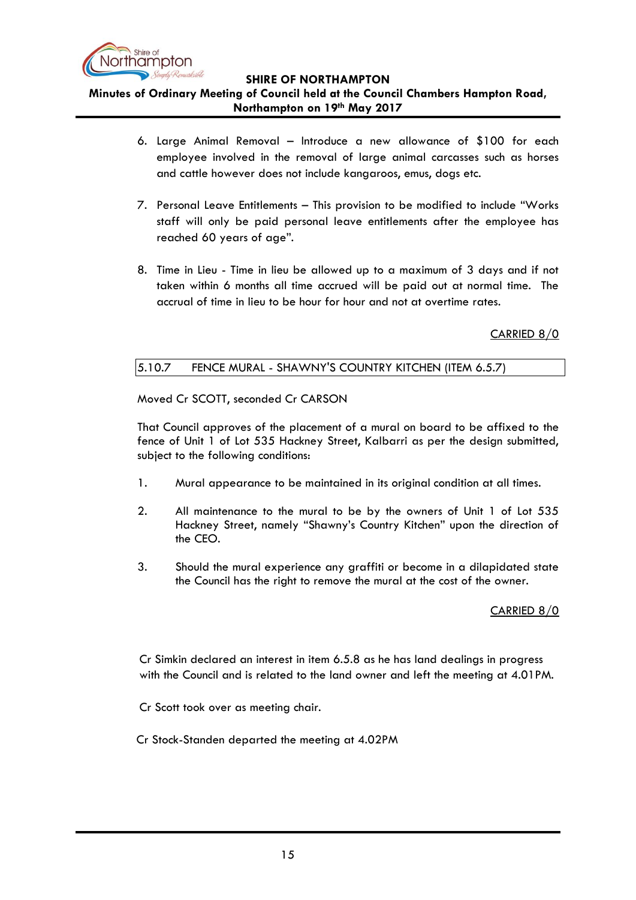6. Large Animal Removal – Introduce a new allowance of $100 for each employee involved in the removal of large animal carcasses such as horses and cattle however does not include kangaroos, emus, dogs etc.

7. Personal Leave Entitlements – This provision to be modified to include "Works staff will only be paid personal leave entitlements after the employee has reached 60 years of age".

8. Time in Lieu - Time in lieu be allowed up to a maximum of 3 days and if not taken within 6 months all time accrued will be paid out at normal time. The accrual of time in lieu to be hour for hour and not at overtime rates.

CARRIED 8/0

### 5.10.7 FENCE MURAL - SHAWNY'S COUNTRY KITCHEN (ITEM 6.5.7)

Moved Cr SCOTT, seconded Cr CARSON

That Council approves of the placement of a mural on board to be affixed to the fence of Unit 1 of Lot 535 Hackney Street, Kalbarri as per the design submitted, subject to the following conditions:

1. Mural appearance to be maintained in its original condition at all times.

2. All maintenance to the mural to be by the owners of Unit 1 of Lot 535 Hackney Street, namely "Shawny's Country Kitchen" upon the direction of the CEO.

3. Should the mural experience any graffiti or become in a dilapidated state the Council has the right to remove the mural at the cost of the owner.

CARRIED 8/0

Cr Simkin declared an interest in item 6.5.8 as he has land dealings in progress with the Council and is related to the land owner and left the meeting at 4.01PM.

Cr Scott took over as meeting chair.

Cr Stock-Standen departed the meeting at 4.02PM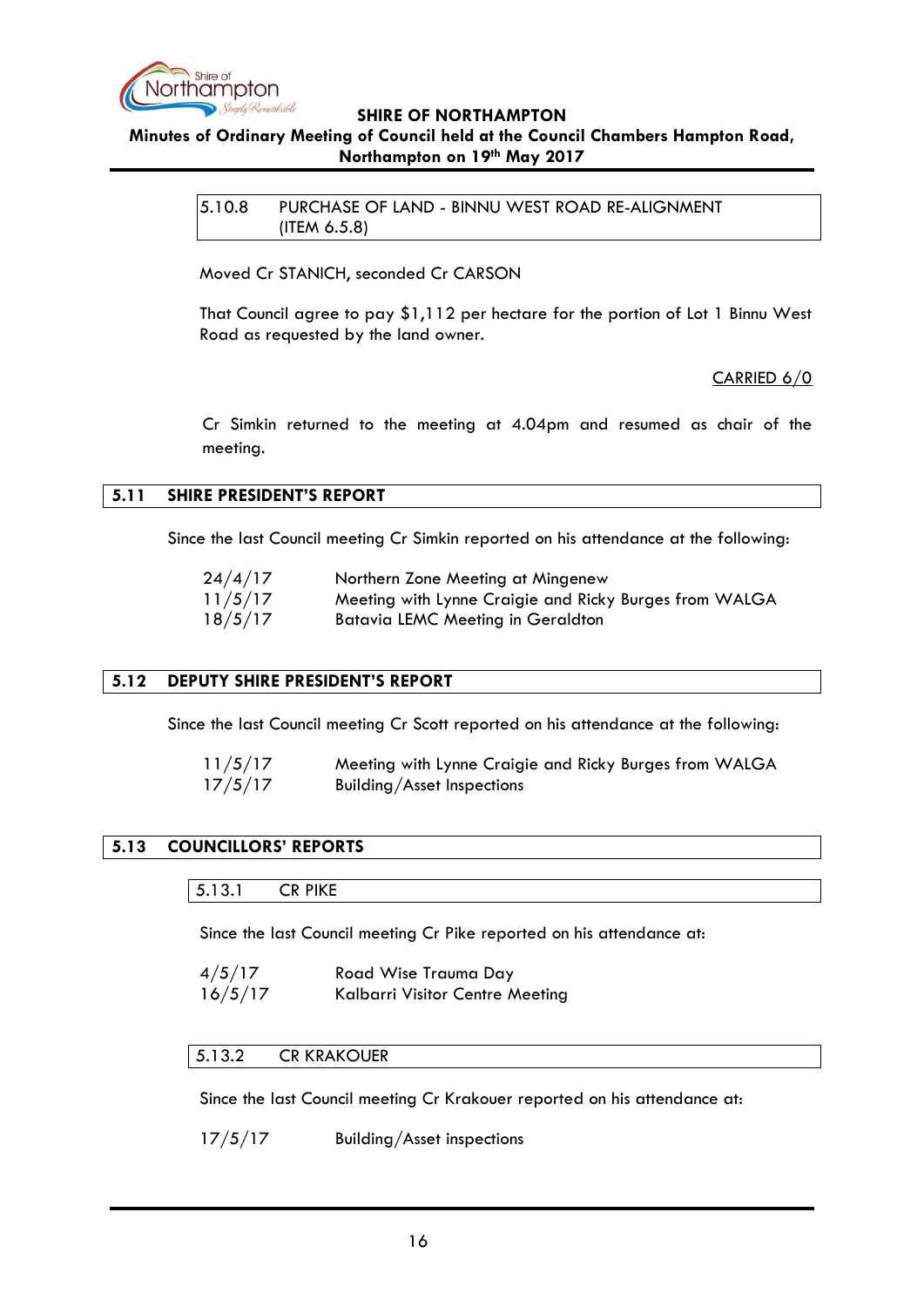### 5.10.8 PURCHASE OF LAND - BINNU WEST ROAD RE-ALIGNMENT (ITEM 6.5.8)

Moved Cr STANICH, seconded Cr CARSON

That Council agree to pay $1,112 per hectare for the portion of Lot 1 Binnu West Road as requested by the land owner.

CARRIED 6/0

Cr Simkin returned to the meeting at 4.04pm and resumed as chair of the meeting.

## 5.11 SHIRE PRESIDENT'S REPORT

Since the last Council meeting Cr Simkin reported on his attendance at the following:

| | |
|---|---|
| 24/4/17 | Northern Zone Meeting at Mingenew |
| 11/5/17 | Meeting with Lynne Craigie and Ricky Burges from WALGA |
| 18/5/17 | Batavia LEMC Meeting in Geraldton |

## 5.12 DEPUTY SHIRE PRESIDENT'S REPORT

Since the last Council meeting Cr Scott reported on his attendance at the following:

| | |
|---|---|
| 11/5/17 | Meeting with Lynne Craigie and Ricky Burges from WALGA |
| 17/5/17 | Building/Asset Inspections |

## 5.13 COUNCILLORS' REPORTS

### 5.13.1 CR PIKE

Since the last Council meeting Cr Pike reported on his attendance at:

| | |
|---|---|
| 4/5/17 | Road Wise Trauma Day |
| 16/5/17 | Kalbarri Visitor Centre Meeting |

### 5.13.2 CR KRAKOUER

Since the last Council meeting Cr Krakouer reported on his attendance at:

| | |
|---|---|
| 17/5/17 | Building/Asset inspections |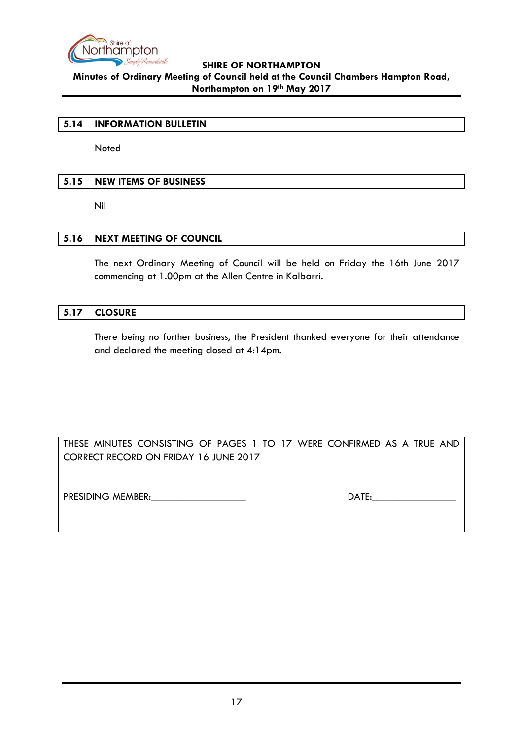## 5.14 INFORMATION BULLETIN

Noted

## 5.15 NEW ITEMS OF BUSINESS

Nil

## 5.16 NEXT MEETING OF COUNCIL

The next Ordinary Meeting of Council will be held on Friday the 16th June 2017 commencing at 1.00pm at the Allen Centre in Kalbarri.

## 5.17 CLOSURE

There being no further business, the President thanked everyone for their attendance and declared the meeting closed at 4:14pm.

THESE MINUTES CONSISTING OF PAGES 1 TO 17 WERE CONFIRMED AS A TRUE AND CORRECT RECORD ON FRIDAY 16 JUNE 2017

PRESIDING MEMBER:\_\_\_\_\_\_\_\_\_\_\_\_\_\_\_\_\_\_\_\_ DATE:\_\_\_\_\_\_\_\_\_\_\_\_\_\_\_\_\_\_